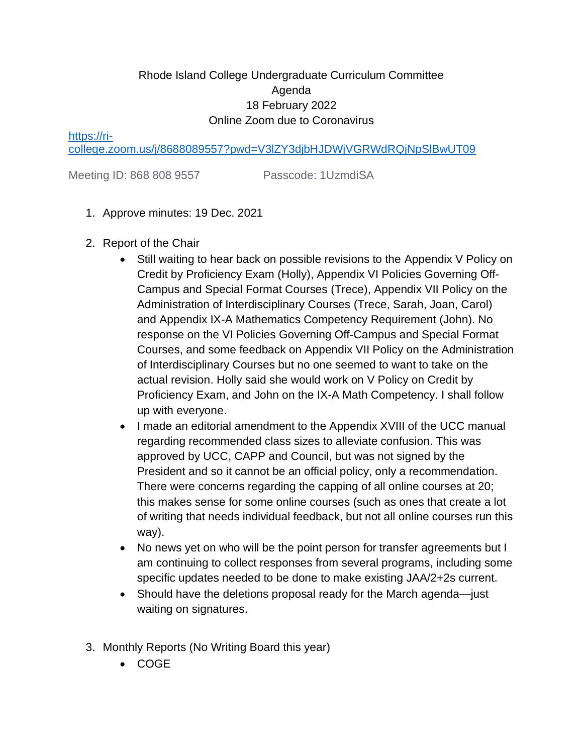Rhode Island College Undergraduate Curriculum Committee
Agenda
18 February 2022
Online Zoom due to Coronavirus

[https://ri-college.zoom.us/j/8688089557?pwd=V3lZY3djbHJDWjVGRWdRQjNpSlBwUT09](https://ri-college.zoom.us/j/8688089557?pwd=V3lZY3djbHJDWjVGRWdRQjNpSlBwUT09)

Meeting ID: 868 808 9557 Passcode: 1UzmdiSA

1. Approve minutes: 19 Dec. 2021

2. Report of the Chair
   - Still waiting to hear back on possible revisions to the Appendix V Policy on Credit by Proficiency Exam (Holly), Appendix VI Policies Governing Off-Campus and Special Format Courses (Trece), Appendix VII Policy on the Administration of Interdisciplinary Courses (Trece, Sarah, Joan, Carol) and Appendix IX-A Mathematics Competency Requirement (John). No response on the VI Policies Governing Off-Campus and Special Format Courses, and some feedback on Appendix VII Policy on the Administration of Interdisciplinary Courses but no one seemed to want to take on the actual revision. Holly said she would work on V Policy on Credit by Proficiency Exam, and John on the IX-A Math Competency. I shall follow up with everyone.
   - I made an editorial amendment to the Appendix XVIII of the UCC manual regarding recommended class sizes to alleviate confusion. This was approved by UCC, CAPP and Council, but was not signed by the President and so it cannot be an official policy, only a recommendation. There were concerns regarding the capping of all online courses at 20; this makes sense for some online courses (such as ones that create a lot of writing that needs individual feedback, but not all online courses run this way).
   - No news yet on who will be the point person for transfer agreements but I am continuing to collect responses from several programs, including some specific updates needed to be done to make existing JAA/2+2s current.
   - Should have the deletions proposal ready for the March agenda—just waiting on signatures.

3. Monthly Reports (No Writing Board this year)
   - COGE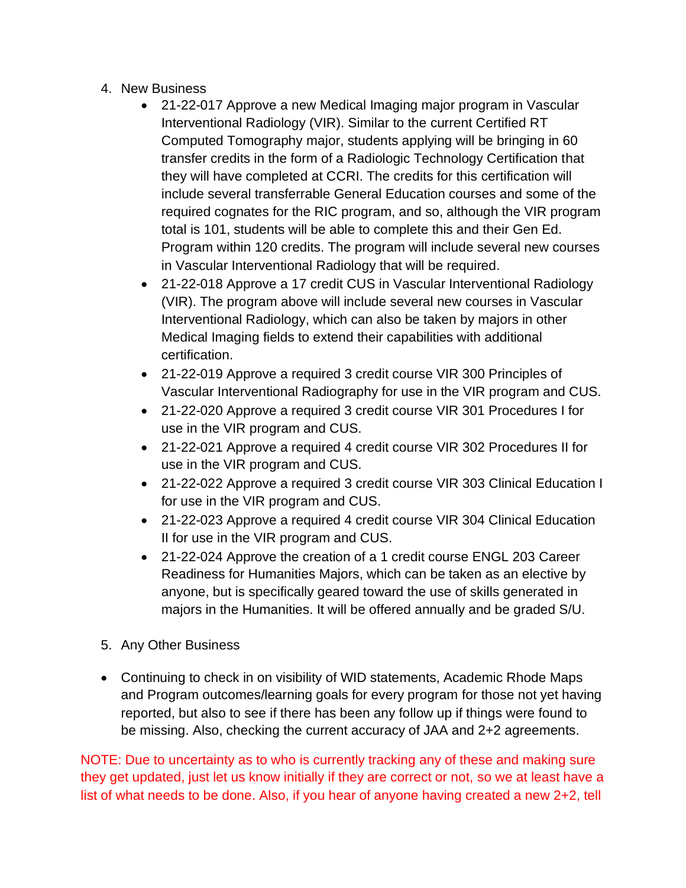4. New Business
    - 21-22-017 Approve a new Medical Imaging major program in Vascular Interventional Radiology (VIR). Similar to the current Certified RT Computed Tomography major, students applying will be bringing in 60 transfer credits in the form of a Radiologic Technology Certification that they will have completed at CCRI. The credits for this certification will include several transferrable General Education courses and some of the required cognates for the RIC program, and so, although the VIR program total is 101, students will be able to complete this and their Gen Ed. Program within 120 credits. The program will include several new courses in Vascular Interventional Radiology that will be required.
    - 21-22-018 Approve a 17 credit CUS in Vascular Interventional Radiology (VIR). The program above will include several new courses in Vascular Interventional Radiology, which can also be taken by majors in other Medical Imaging fields to extend their capabilities with additional certification.
    - 21-22-019 Approve a required 3 credit course VIR 300 Principles of Vascular Interventional Radiography for use in the VIR program and CUS.
    - 21-22-020 Approve a required 3 credit course VIR 301 Procedures I for use in the VIR program and CUS.
    - 21-22-021 Approve a required 4 credit course VIR 302 Procedures II for use in the VIR program and CUS.
    - 21-22-022 Approve a required 3 credit course VIR 303 Clinical Education I for use in the VIR program and CUS.
    - 21-22-023 Approve a required 4 credit course VIR 304 Clinical Education II for use in the VIR program and CUS.
    - 21-22-024 Approve the creation of a 1 credit course ENGL 203 Career Readiness for Humanities Majors, which can be taken as an elective by anyone, but is specifically geared toward the use of skills generated in majors in the Humanities. It will be offered annually and be graded S/U.

5. Any Other Business

- Continuing to check in on visibility of WID statements, Academic Rhode Maps and Program outcomes/learning goals for every program for those not yet having reported, but also to see if there has been any follow up if things were found to be missing. Also, checking the current accuracy of JAA and 2+2 agreements.

NOTE: Due to uncertainty as to who is currently tracking any of these and making sure they get updated, just let us know initially if they are correct or not, so we at least have a list of what needs to be done. Also, if you hear of anyone having created a new 2+2, tell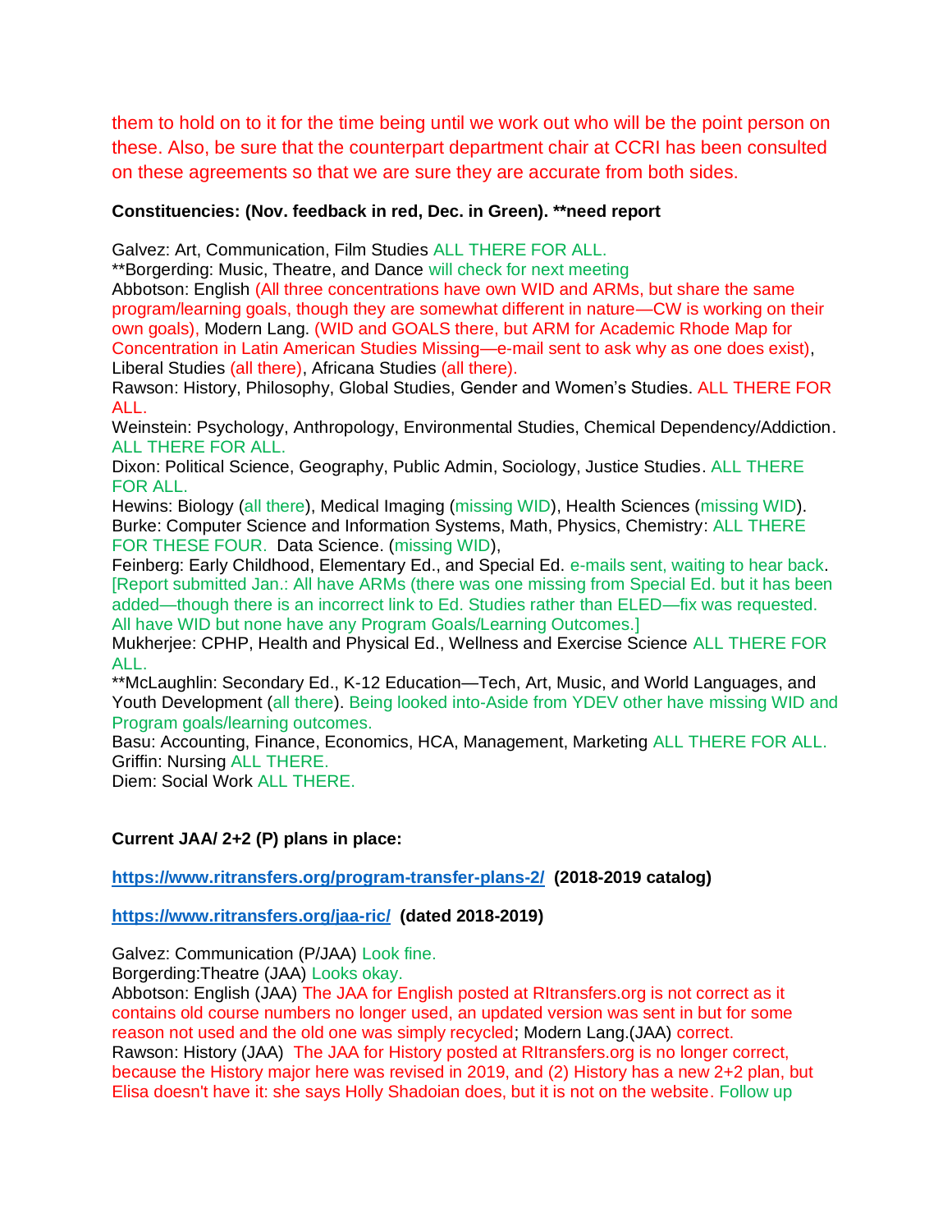them to hold on to it for the time being until we work out who will be the point person on these. Also, be sure that the counterpart department chair at CCRI has been consulted on these agreements so that we are sure they are accurate from both sides.

**Constituencies: (Nov. feedback in red, Dec. in Green). **need report**

Galvez: Art, Communication, Film Studies ALL THERE FOR ALL.
**Borgerding: Music, Theatre, and Dance will check for next meeting
Abbotson: English (All three concentrations have own WID and ARMs, but share the same program/learning goals, though they are somewhat different in nature—CW is working on their own goals), Modern Lang. (WID and GOALS there, but ARM for Academic Rhode Map for Concentration in Latin American Studies Missing—e-mail sent to ask why as one does exist), Liberal Studies (all there), Africana Studies (all there).
Rawson: History, Philosophy, Global Studies, Gender and Women's Studies. ALL THERE FOR ALL.
Weinstein: Psychology, Anthropology, Environmental Studies, Chemical Dependency/Addiction. ALL THERE FOR ALL.
Dixon: Political Science, Geography, Public Admin, Sociology, Justice Studies. ALL THERE FOR ALL.
Hewins: Biology (all there), Medical Imaging (missing WID), Health Sciences (missing WID).
Burke: Computer Science and Information Systems, Math, Physics, Chemistry: ALL THERE FOR THESE FOUR. Data Science. (missing WID),
Feinberg: Early Childhood, Elementary Ed., and Special Ed. e-mails sent, waiting to hear back. [Report submitted Jan.: All have ARMs (there was one missing from Special Ed. but it has been added—though there is an incorrect link to Ed. Studies rather than ELED—fix was requested. All have WID but none have any Program Goals/Learning Outcomes.]
Mukherjee: CPHP, Health and Physical Ed., Wellness and Exercise Science ALL THERE FOR ALL.
**McLaughlin: Secondary Ed., K-12 Education—Tech, Art, Music, and World Languages, and Youth Development (all there). Being looked into-Aside from YDEV other have missing WID and Program goals/learning outcomes.
Basu: Accounting, Finance, Economics, HCA, Management, Marketing ALL THERE FOR ALL.
Griffin: Nursing ALL THERE.
Diem: Social Work ALL THERE.

**Current JAA/ 2+2 (P) plans in place:**

**https://www.ritransfers.org/program-transfer-plans-2/ (2018-2019 catalog)**

**https://www.ritransfers.org/jaa-ric/ (dated 2018-2019)**

Galvez: Communication (P/JAA) Look fine.
Borgerding:Theatre (JAA) Looks okay.
Abbotson: English (JAA) The JAA for English posted at RItransfers.org is not correct as it contains old course numbers no longer used, an updated version was sent in but for some reason not used and the old one was simply recycled; Modern Lang.(JAA) correct.
Rawson: History (JAA) The JAA for History posted at RItransfers.org is no longer correct, because the History major here was revised in 2019, and (2) History has a new 2+2 plan, but Elisa doesn't have it: she says Holly Shadoian does, but it is not on the website. Follow up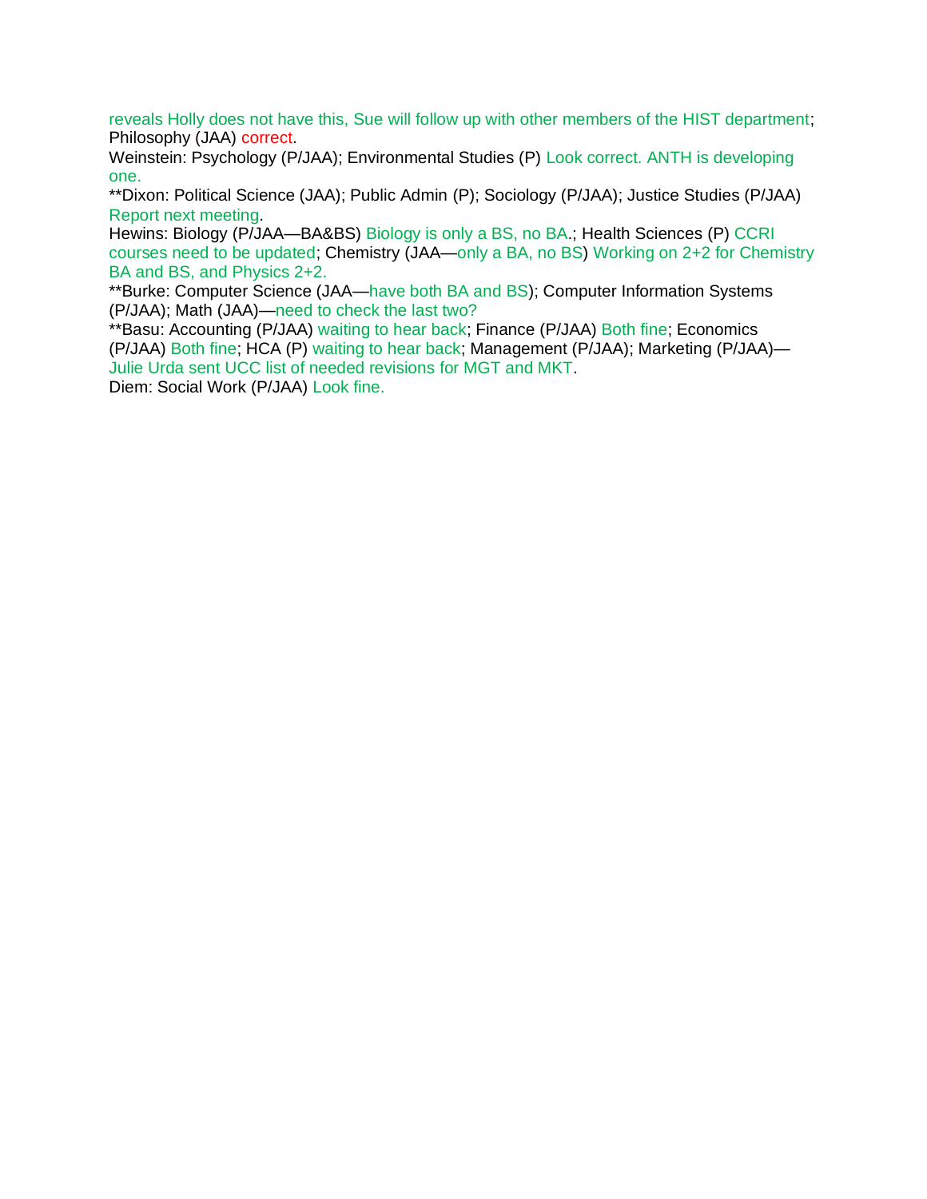reveals Holly does not have this, Sue will follow up with other members of the HIST department; Philosophy (JAA) correct.

Weinstein: Psychology (P/JAA); Environmental Studies (P) Look correct. ANTH is developing one.

**Dixon: Political Science (JAA); Public Admin (P); Sociology (P/JAA); Justice Studies (P/JAA) Report next meeting.

Hewins: Biology (P/JAA—BA&BS) Biology is only a BS, no BA.; Health Sciences (P) CCRI courses need to be updated; Chemistry (JAA—only a BA, no BS) Working on 2+2 for Chemistry BA and BS, and Physics 2+2.

**Burke: Computer Science (JAA—have both BA and BS); Computer Information Systems (P/JAA); Math (JAA)—need to check the last two?

**Basu: Accounting (P/JAA) waiting to hear back; Finance (P/JAA) Both fine; Economics (P/JAA) Both fine; HCA (P) waiting to hear back; Management (P/JAA); Marketing (P/JAA)—Julie Urda sent UCC list of needed revisions for MGT and MKT.

Diem: Social Work (P/JAA) Look fine.